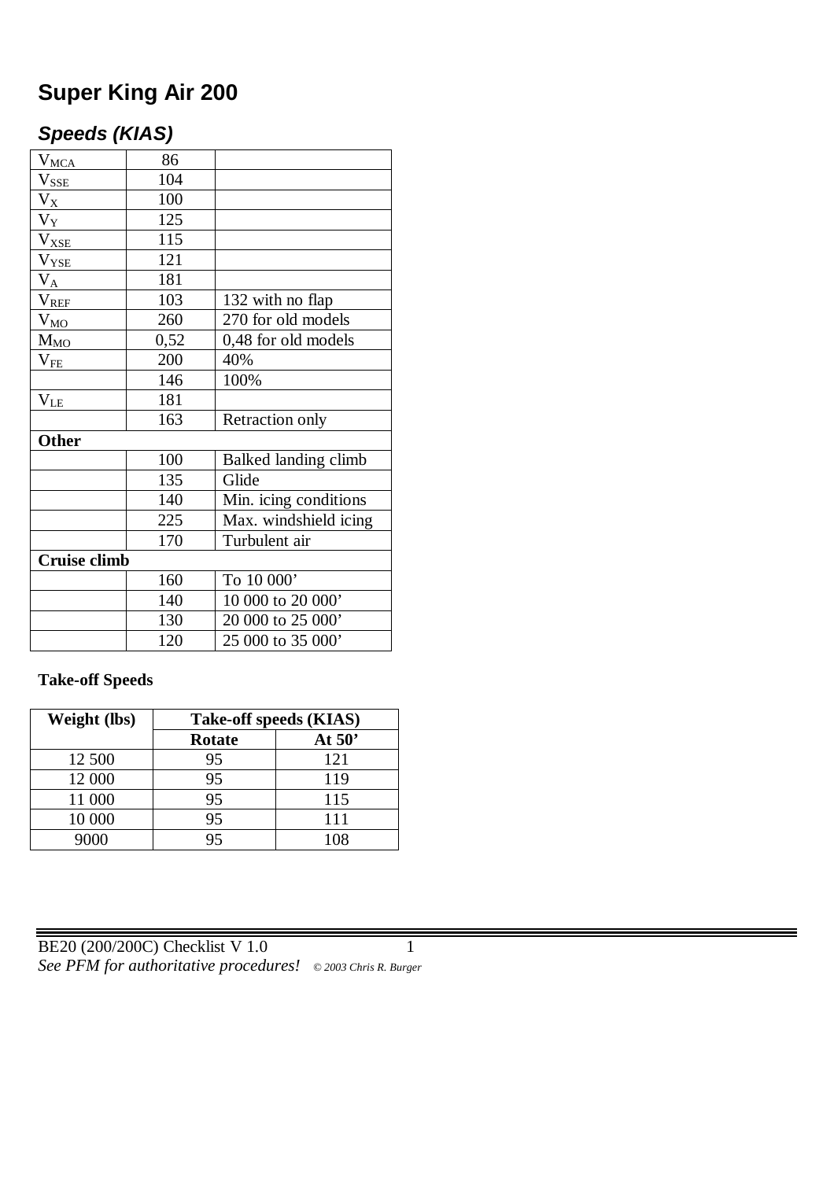# Super King Air 200

## Speeds (KIAS)

| | | |
|---|---|---|
| $V_{MCA}$ | 86 | |
| $V_{SSE}$ | 104 | |
| $V_X$ | 100 | |
| $V_Y$ | 125 | |
| $V_{XSE}$ | 115 | |
| $V_{YSE}$ | 121 | |
| $V_A$ | 181 | |
| $V_{REF}$ | 103 | 132 with no flap |
| $V_{MO}$ | 260 | 270 for old models |
| $M_{MO}$ | 0,52 | 0,48 for old models |
| $V_{FE}$ | 200 | 40% |
| | 146 | 100% |
| $V_{LE}$ | 181 | |
| | 163 | Retraction only |
| **Other** | | |
| | 100 | Balked landing climb |
| | 135 | Glide |
| | 140 | Min. icing conditions |
| | 225 | Max. windshield icing |
| | 170 | Turbulent air |
| **Cruise climb** | | |
| | 160 | To 10 000' |
| | 140 | 10 000 to 20 000' |
| | 130 | 20 000 to 25 000' |
| | 120 | 25 000 to 35 000' |

**Take-off Speeds**

| Weight (lbs) | Take-off speeds (KIAS) | |
|---|---|---|
| | **Rotate** | **At 50'** |
| 12 500 | 95 | 121 |
| 12 000 | 95 | 119 |
| 11 000 | 95 | 115 |
| 10 000 | 95 | 111 |
| 9000 | 95 | 108 |

BE20 (200/200C) Checklist V 1.0

*See PFM for authoritative procedures!* *© 2003 Chris R. Burger*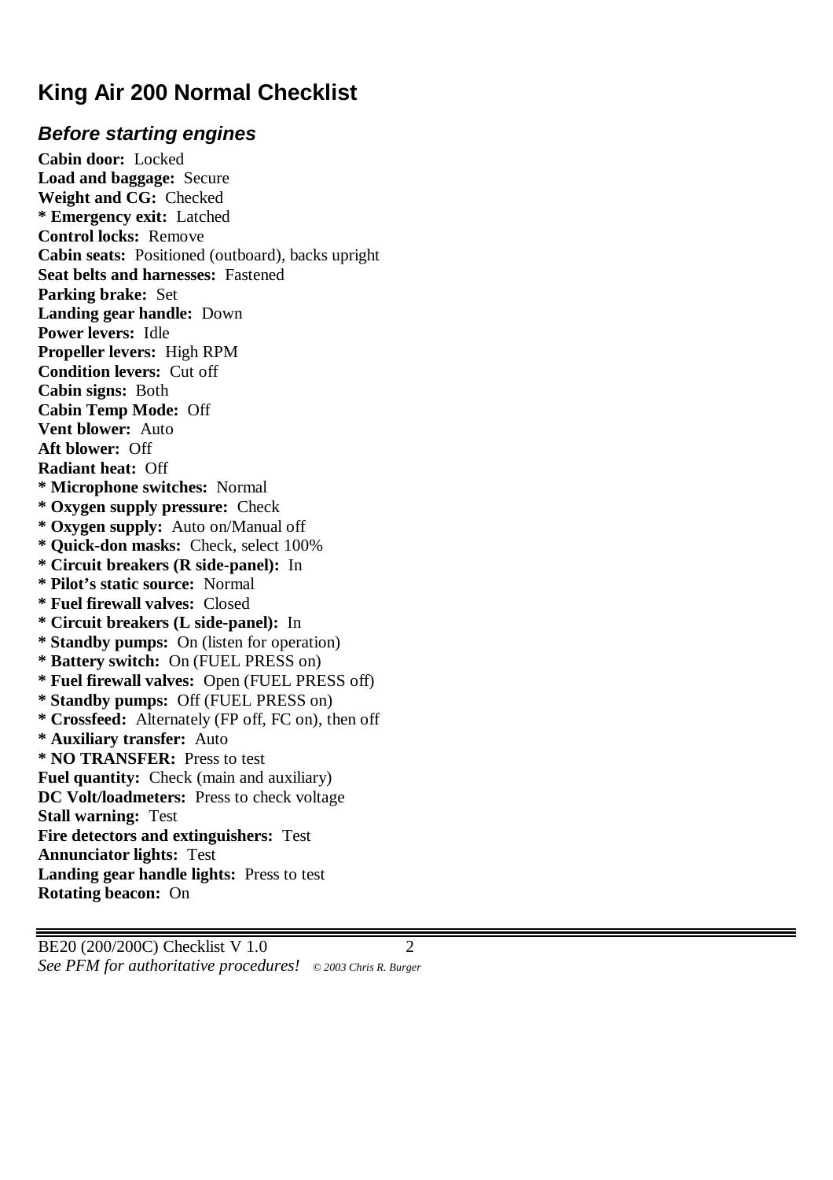# King Air 200 Normal Checklist

## *Before starting engines*

**Cabin door:** Locked
**Load and baggage:** Secure
**Weight and CG:** Checked
**\* Emergency exit:** Latched
**Control locks:** Remove
**Cabin seats:** Positioned (outboard), backs upright
**Seat belts and harnesses:** Fastened
**Parking brake:** Set
**Landing gear handle:** Down
**Power levers:** Idle
**Propeller levers:** High RPM
**Condition levers:** Cut off
**Cabin signs:** Both
**Cabin Temp Mode:** Off
**Vent blower:** Auto
**Aft blower:** Off
**Radiant heat:** Off
**\* Microphone switches:** Normal
**\* Oxygen supply pressure:** Check
**\* Oxygen supply:** Auto on/Manual off
**\* Quick-don masks:** Check, select 100%
**\* Circuit breakers (R side-panel):** In
**\* Pilot's static source:** Normal
**\* Fuel firewall valves:** Closed
**\* Circuit breakers (L side-panel):** In
**\* Standby pumps:** On (listen for operation)
**\* Battery switch:** On (FUEL PRESS on)
**\* Fuel firewall valves:** Open (FUEL PRESS off)
**\* Standby pumps:** Off (FUEL PRESS on)
**\* Crossfeed:** Alternately (FP off, FC on), then off
**\* Auxiliary transfer:** Auto
**\* NO TRANSFER:** Press to test
**Fuel quantity:** Check (main and auxiliary)
**DC Volt/loadmeters:** Press to check voltage
**Stall warning:** Test
**Fire detectors and extinguishers:** Test
**Annunciator lights:** Test
**Landing gear handle lights:** Press to test
**Rotating beacon:** On

BE20 (200/200C) Checklist V 1.0
*See PFM for authoritative procedures!* *© 2003 Chris R. Burger*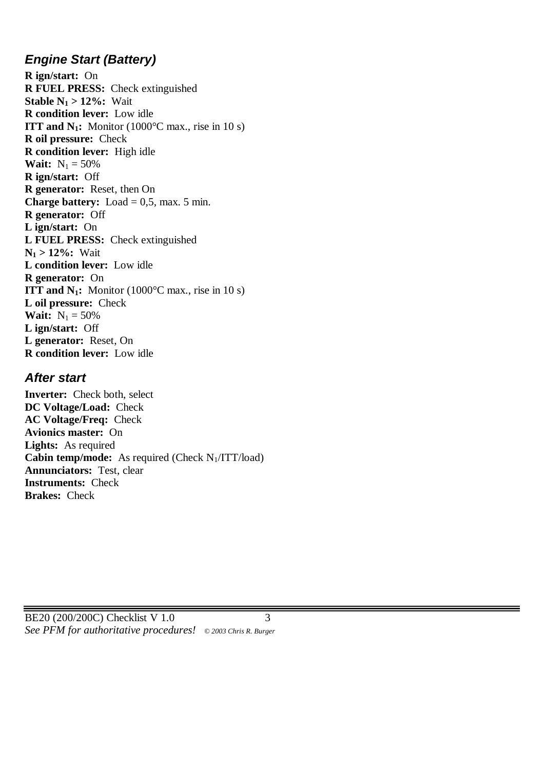## *Engine Start (Battery)*

**R ign/start:** On
**R FUEL PRESS:** Check extinguished
**Stable $N_1$ > 12%:** Wait
**R condition lever:** Low idle
**ITT and $N_1$:** Monitor (1000°C max., rise in 10 s)
**R oil pressure:** Check
**R condition lever:** High idle
**Wait:** $N_1 = 50\%$
**R ign/start:** Off
**R generator:** Reset, then On
**Charge battery:** Load = 0,5, max. 5 min.
**R generator:** Off
**L ign/start:** On
**L FUEL PRESS:** Check extinguished
**$N_1$ > 12%:** Wait
**L condition lever:** Low idle
**R generator:** On
**ITT and $N_1$:** Monitor (1000°C max., rise in 10 s)
**L oil pressure:** Check
**Wait:** $N_1 = 50\%$
**L ign/start:** Off
**L generator:** Reset, On
**R condition lever:** Low idle

## *After start*

**Inverter:** Check both, select
**DC Voltage/Load:** Check
**AC Voltage/Freq:** Check
**Avionics master:** On
**Lights:** As required
**Cabin temp/mode:** As required (Check $N_1$/ITT/load)
**Annunciators:** Test, clear
**Instruments:** Check
**Brakes:** Check

BE20 (200/200C) Checklist V 1.0
*See PFM for authoritative procedures!* *© 2003 Chris R. Burger*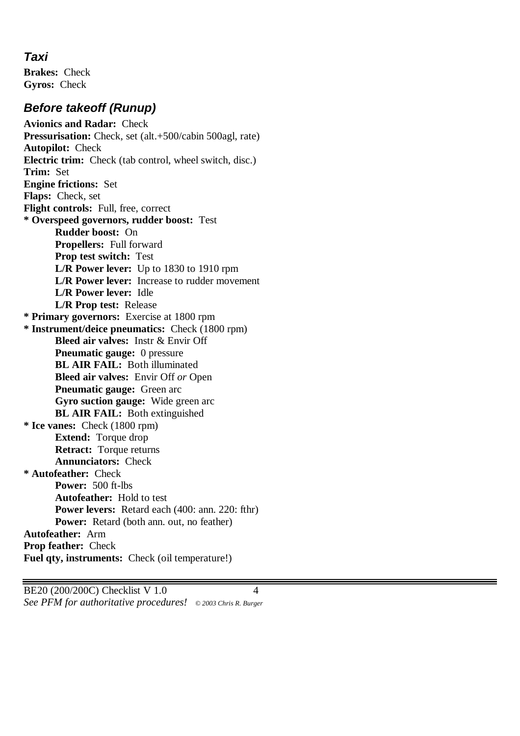## *Taxi*

**Brakes:** Check
**Gyros:** Check

## *Before takeoff (Runup)*

**Avionics and Radar:** Check
**Pressurisation:** Check, set (alt.+500/cabin 500agl, rate)
**Autopilot:** Check
**Electric trim:** Check (tab control, wheel switch, disc.)
**Trim:** Set
**Engine frictions:** Set
**Flaps:** Check, set
**Flight controls:** Full, free, correct
**\* Overspeed governors, rudder boost:** Test

- **Rudder boost:** On
- **Propellers:** Full forward
- **Prop test switch:** Test
- **L/R Power lever:** Up to 1830 to 1910 rpm
- **L/R Power lever:** Increase to rudder movement
- **L/R Power lever:** Idle
- **L/R Prop test:** Release

**\* Primary governors:** Exercise at 1800 rpm
**\* Instrument/deice pneumatics:** Check (1800 rpm)

- **Bleed air valves:** Instr & Envir Off
- **Pneumatic gauge:** 0 pressure
- **BL AIR FAIL:** Both illuminated
- **Bleed air valves:** Envir Off *or* Open
- **Pneumatic gauge:** Green arc
- **Gyro suction gauge:** Wide green arc
- **BL AIR FAIL:** Both extinguished

**\* Ice vanes:** Check (1800 rpm)

- **Extend:** Torque drop
- **Retract:** Torque returns
- **Annunciators:** Check

**\* Autofeather:** Check

- **Power:** 500 ft-lbs
- **Autofeather:** Hold to test
- **Power levers:** Retard each (400: ann. 220: fthr)
- **Power:** Retard (both ann. out, no feather)

**Autofeather:** Arm
**Prop feather:** Check
**Fuel qty, instruments:** Check (oil temperature!)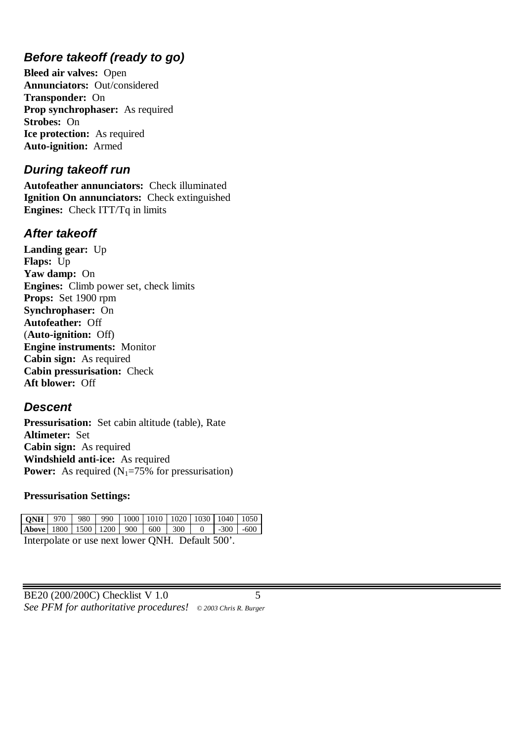### *Before takeoff (ready to go)*

**Bleed air valves:** Open
**Annunciators:** Out/considered
**Transponder:** On
**Prop synchrophaser:** As required
**Strobes:** On
**Ice protection:** As required
**Auto-ignition:** Armed

### *During takeoff run*

**Autofeather annunciators:** Check illuminated
**Ignition On annunciators:** Check extinguished
**Engines:** Check ITT/Tq in limits

### *After takeoff*

**Landing gear:** Up
**Flaps:** Up
**Yaw damp:** On
**Engines:** Climb power set, check limits
**Props:** Set 1900 rpm
**Synchrophaser:** On
**Autofeather:** Off
(**Auto-ignition:** Off)
**Engine instruments:** Monitor
**Cabin sign:** As required
**Cabin pressurisation:** Check
**Aft blower:** Off

### *Descent*

**Pressurisation:** Set cabin altitude (table), Rate
**Altimeter:** Set
**Cabin sign:** As required
**Windshield anti-ice:** As required
**Power:** As required ($N_1$=75% for pressurisation)

**Pressurisation Settings:**

| **QNH** | 970 | 980 | 990 | 1000 | 1010 | 1020 | 1030 | 1040 | 1050 |
|---|---|---|---|---|---|---|---|---|---|
| **Above** | 1800 | 1500 | 1200 | 900 | 600 | 300 | 0 | -300 | -600 |

Interpolate or use next lower QNH. Default 500’.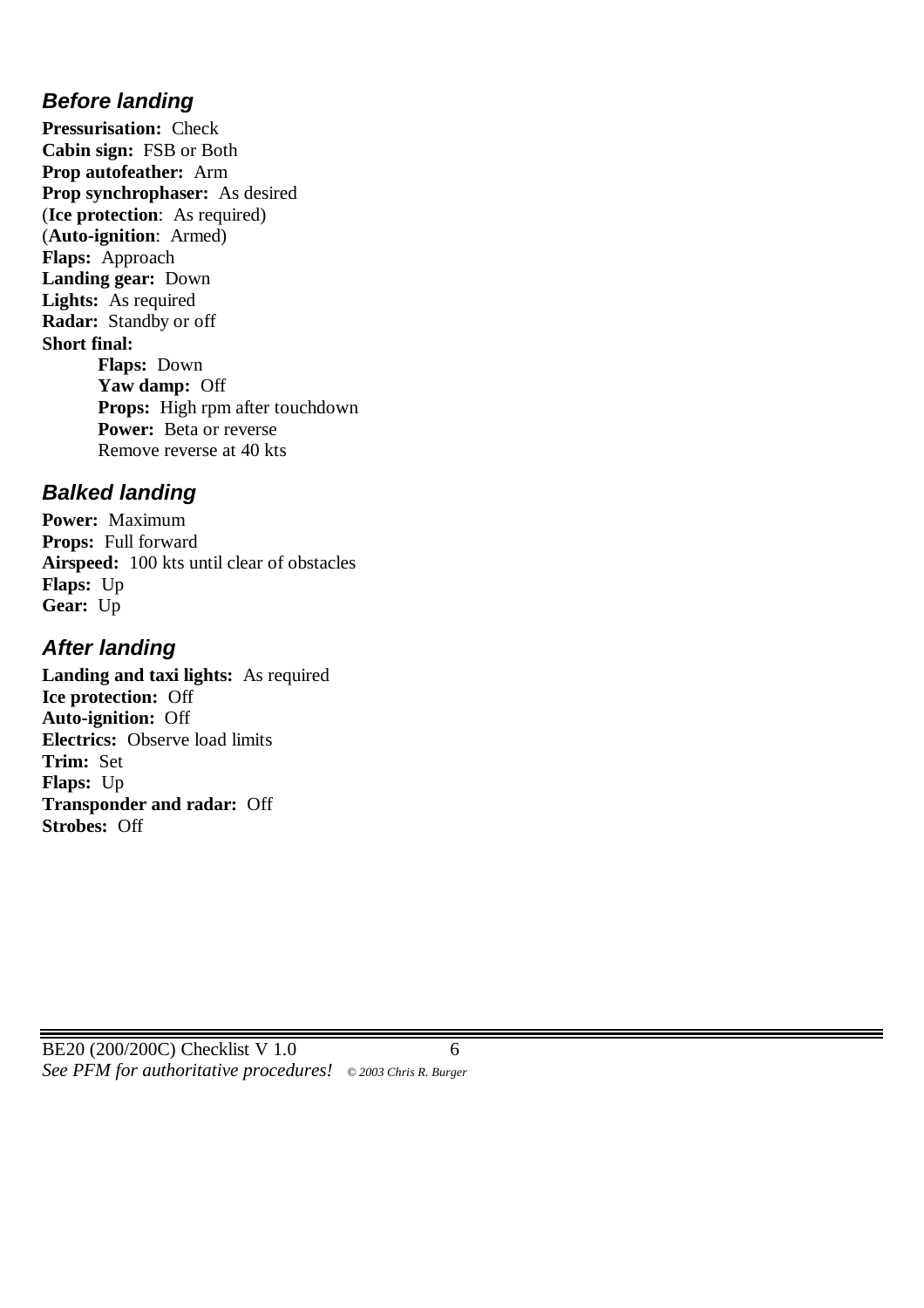## *Before landing*

**Pressurisation:** Check
**Cabin sign:** FSB or Both
**Prop autofeather:** Arm
**Prop synchrophaser:** As desired
(**Ice protection**: As required)
(**Auto-ignition**: Armed)
**Flaps:** Approach
**Landing gear:** Down
**Lights:** As required
**Radar:** Standby or off
**Short final:**

> **Flaps:** Down
> **Yaw damp:** Off
> **Props:** High rpm after touchdown
> **Power:** Beta or reverse
> Remove reverse at 40 kts

## *Balked landing*

**Power:** Maximum
**Props:** Full forward
**Airspeed:** 100 kts until clear of obstacles
**Flaps:** Up
**Gear:** Up

## *After landing*

**Landing and taxi lights:** As required
**Ice protection:** Off
**Auto-ignition:** Off
**Electrics:** Observe load limits
**Trim:** Set
**Flaps:** Up
**Transponder and radar:** Off
**Strobes:** Off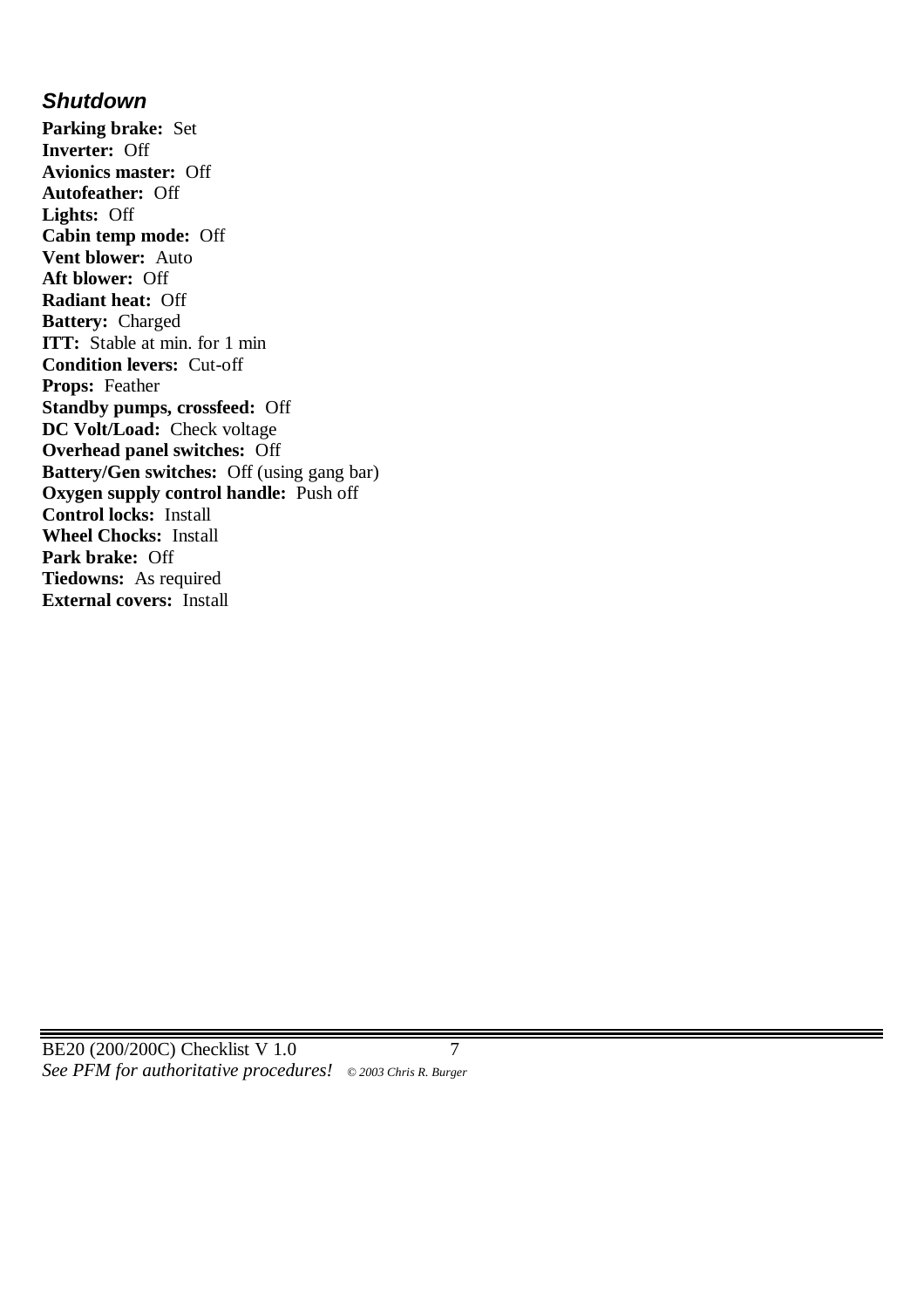## *Shutdown*

**Parking brake:** Set
**Inverter:** Off
**Avionics master:** Off
**Autofeather:** Off
**Lights:** Off
**Cabin temp mode:** Off
**Vent blower:** Auto
**Aft blower:** Off
**Radiant heat:** Off
**Battery:** Charged
**ITT:** Stable at min. for 1 min
**Condition levers:** Cut-off
**Props:** Feather
**Standby pumps, crossfeed:** Off
**DC Volt/Load:** Check voltage
**Overhead panel switches:** Off
**Battery/Gen switches:** Off (using gang bar)
**Oxygen supply control handle:** Push off
**Control locks:** Install
**Wheel Chocks:** Install
**Park brake:** Off
**Tiedowns:** As required
**External covers:** Install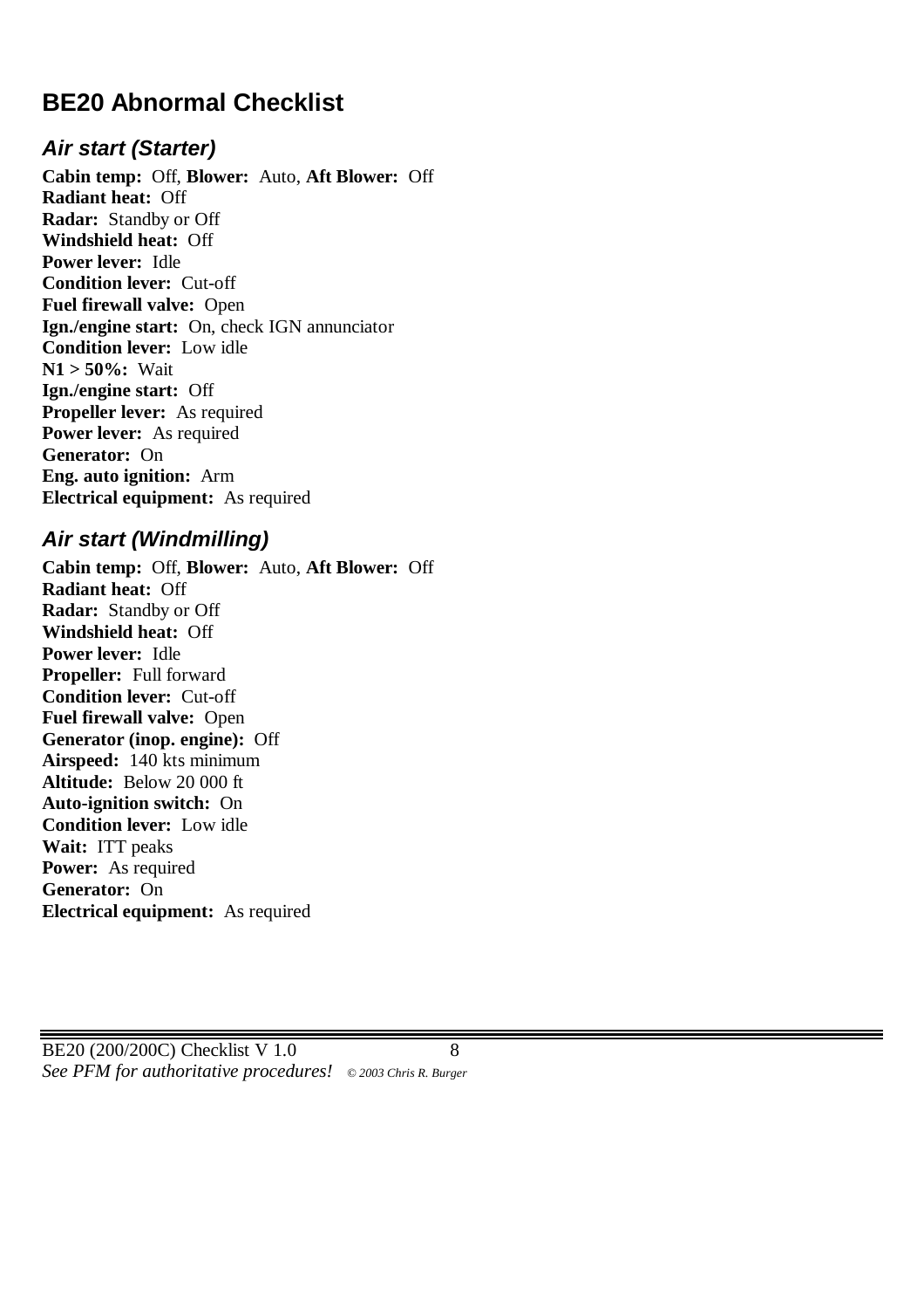# BE20 Abnormal Checklist

## *Air start (Starter)*

**Cabin temp:** Off, **Blower:** Auto, **Aft Blower:** Off
**Radiant heat:** Off
**Radar:** Standby or Off
**Windshield heat:** Off
**Power lever:** Idle
**Condition lever:** Cut-off
**Fuel firewall valve:** Open
**Ign./engine start:** On, check IGN annunciator
**Condition lever:** Low idle
**N1 > 50%:** Wait
**Ign./engine start:** Off
**Propeller lever:** As required
**Power lever:** As required
**Generator:** On
**Eng. auto ignition:** Arm
**Electrical equipment:** As required

## *Air start (Windmilling)*

**Cabin temp:** Off, **Blower:** Auto, **Aft Blower:** Off
**Radiant heat:** Off
**Radar:** Standby or Off
**Windshield heat:** Off
**Power lever:** Idle
**Propeller:** Full forward
**Condition lever:** Cut-off
**Fuel firewall valve:** Open
**Generator (inop. engine):** Off
**Airspeed:** 140 kts minimum
**Altitude:** Below 20 000 ft
**Auto-ignition switch:** On
**Condition lever:** Low idle
**Wait:** ITT peaks
**Power:** As required
**Generator:** On
**Electrical equipment:** As required

BE20 (200/200C) Checklist V 1.0
*See PFM for authoritative procedures!* *© 2003 Chris R. Burger*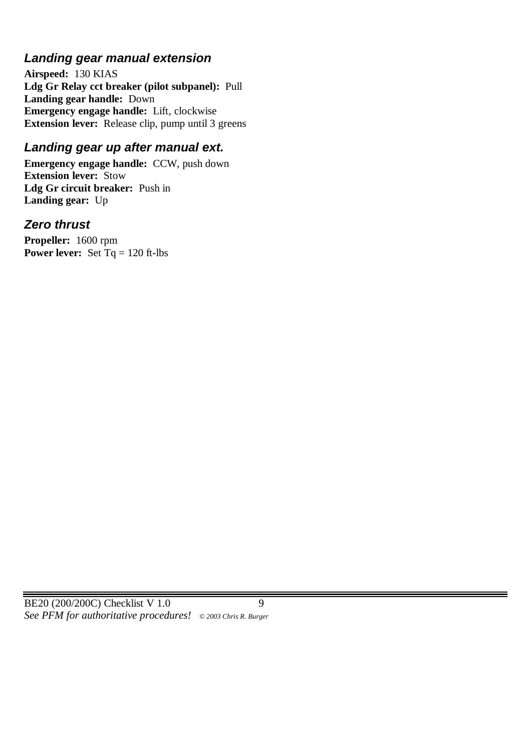### *Landing gear manual extension*

**Airspeed:** 130 KIAS
**Ldg Gr Relay cct breaker (pilot subpanel):** Pull
**Landing gear handle:** Down
**Emergency engage handle:** Lift, clockwise
**Extension lever:** Release clip, pump until 3 greens

### *Landing gear up after manual ext.*

**Emergency engage handle:** CCW, push down
**Extension lever:** Stow
**Ldg Gr circuit breaker:** Push in
**Landing gear:** Up

### *Zero thrust*

**Propeller:** 1600 rpm
**Power lever:** Set Tq = 120 ft-lbs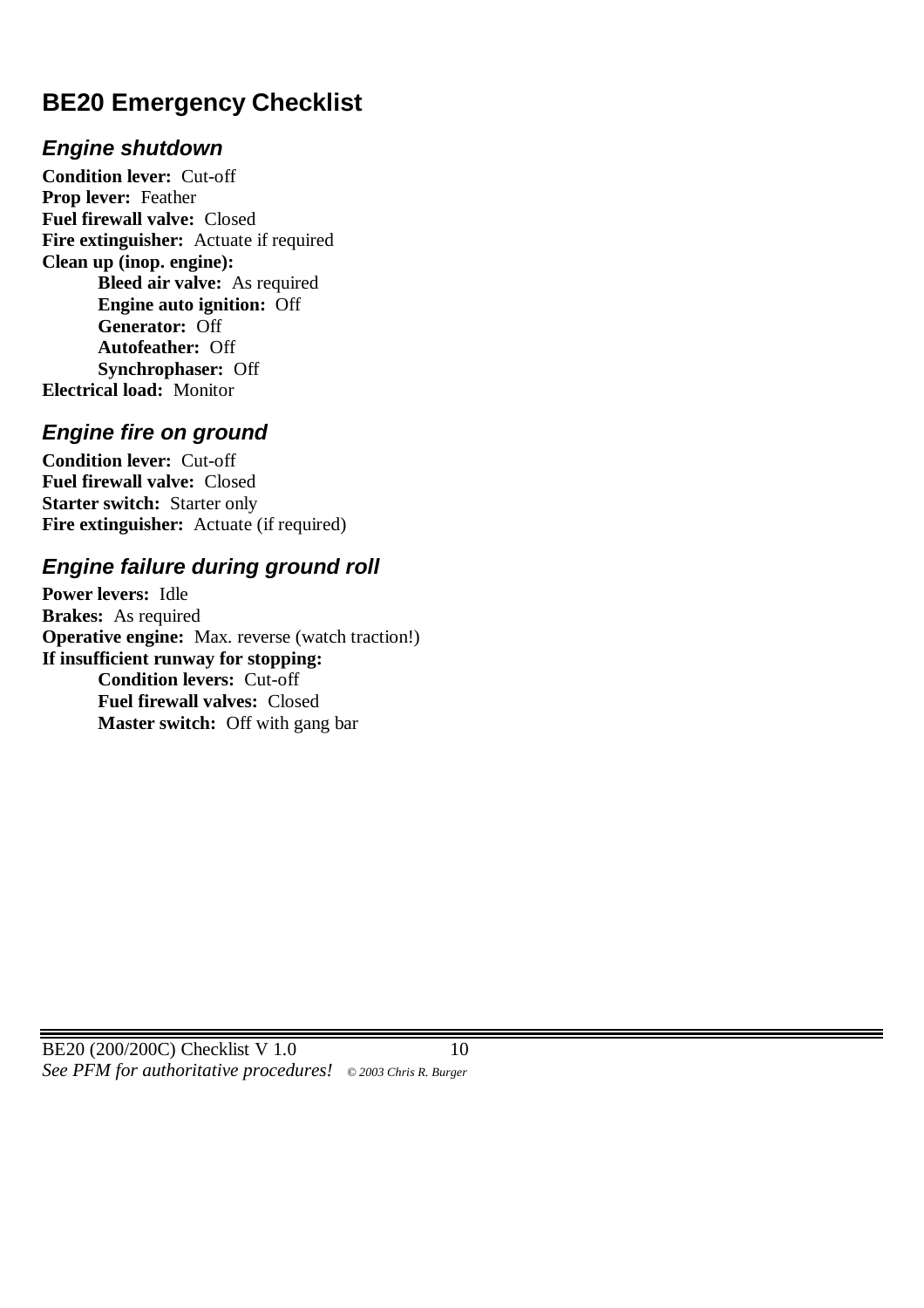# BE20 Emergency Checklist

## *Engine shutdown*

**Condition lever:** Cut-off
**Prop lever:** Feather
**Fuel firewall valve:** Closed
**Fire extinguisher:** Actuate if required
**Clean up (inop. engine):**

- **Bleed air valve:** As required
- **Engine auto ignition:** Off
- **Generator:** Off
- **Autofeather:** Off
- **Synchrophaser:** Off

**Electrical load:** Monitor

## *Engine fire on ground*

**Condition lever:** Cut-off
**Fuel firewall valve:** Closed
**Starter switch:** Starter only
**Fire extinguisher:** Actuate (if required)

## *Engine failure during ground roll*

**Power levers:** Idle
**Brakes:** As required
**Operative engine:** Max. reverse (watch traction!)
**If insufficient runway for stopping:**

- **Condition levers:** Cut-off
- **Fuel firewall valves:** Closed
- **Master switch:** Off with gang bar

BE20 (200/200C) Checklist V 1.0
*See PFM for authoritative procedures!* *© 2003 Chris R. Burger*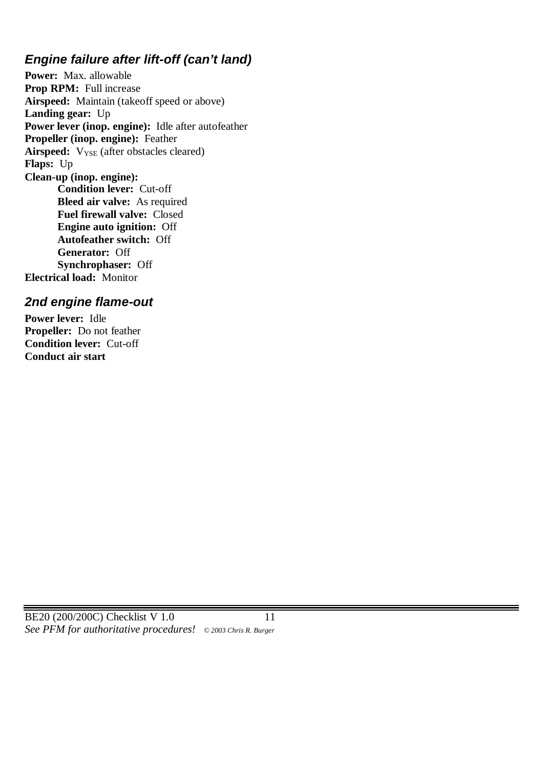## *Engine failure after lift-off (can't land)*

**Power:** Max. allowable
**Prop RPM:** Full increase
**Airspeed:** Maintain (takeoff speed or above)
**Landing gear:** Up
**Power lever (inop. engine):** Idle after autofeather
**Propeller (inop. engine):** Feather
**Airspeed:** $V_{YSE}$ (after obstacles cleared)
**Flaps:** Up
**Clean-up (inop. engine):**

- **Condition lever:** Cut-off
- **Bleed air valve:** As required
- **Fuel firewall valve:** Closed
- **Engine auto ignition:** Off
- **Autofeather switch:** Off
- **Generator:** Off
- **Synchrophaser:** Off

**Electrical load:** Monitor

## *2nd engine flame-out*

**Power lever:** Idle
**Propeller:** Do not feather
**Condition lever:** Cut-off
**Conduct air start**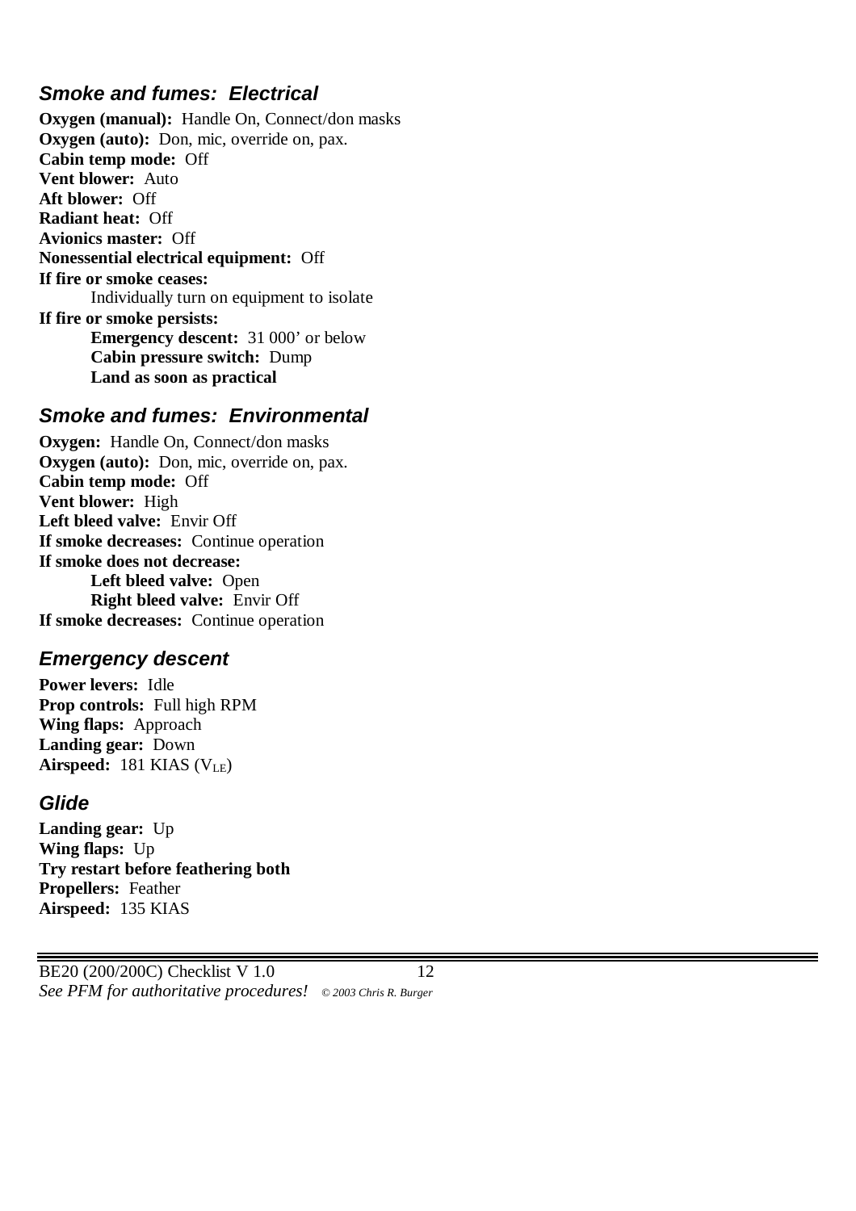### *Smoke and fumes: Electrical*

**Oxygen (manual):** Handle On, Connect/don masks
**Oxygen (auto):** Don, mic, override on, pax.
**Cabin temp mode:** Off
**Vent blower:** Auto
**Aft blower:** Off
**Radiant heat:** Off
**Avionics master:** Off
**Nonessential electrical equipment:** Off
**If fire or smoke ceases:**
  Individually turn on equipment to isolate
**If fire or smoke persists:**
  **Emergency descent:** 31 000' or below
  **Cabin pressure switch:** Dump
  **Land as soon as practical**

### *Smoke and fumes: Environmental*

**Oxygen:** Handle On, Connect/don masks
**Oxygen (auto):** Don, mic, override on, pax.
**Cabin temp mode:** Off
**Vent blower:** High
**Left bleed valve:** Envir Off
**If smoke decreases:** Continue operation
**If smoke does not decrease:**
  **Left bleed valve:** Open
  **Right bleed valve:** Envir Off
**If smoke decreases:** Continue operation

### *Emergency descent*

**Power levers:** Idle
**Prop controls:** Full high RPM
**Wing flaps:** Approach
**Landing gear:** Down
**Airspeed:** 181 KIAS ($V_{LE}$)

### *Glide*

**Landing gear:** Up
**Wing flaps:** Up
**Try restart before feathering both**
**Propellers:** Feather
**Airspeed:** 135 KIAS

BE20 (200/200C) Checklist V 1.0
*See PFM for authoritative procedures!* *© 2003 Chris R. Burger*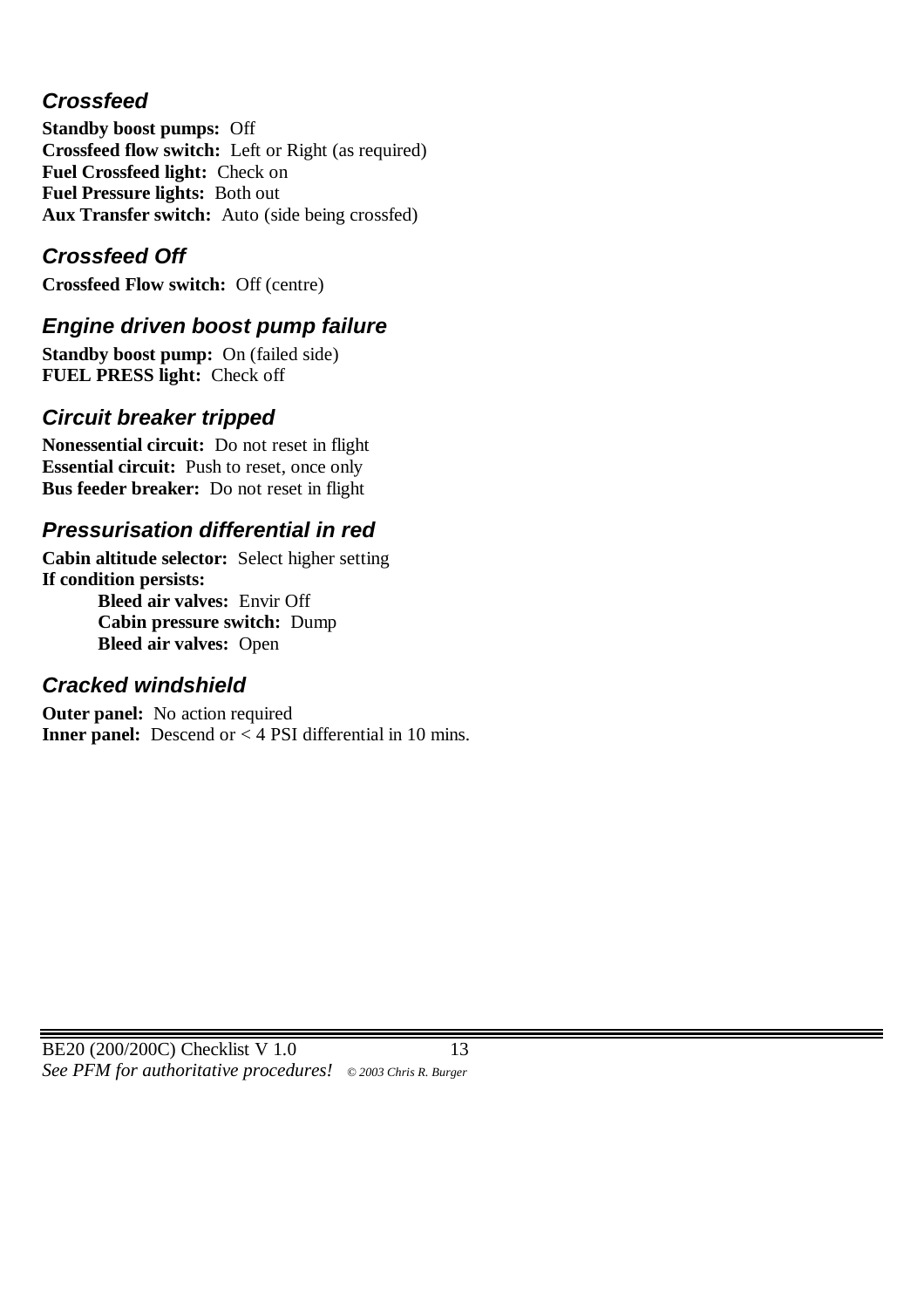### *Crossfeed*

**Standby boost pumps:** Off
**Crossfeed flow switch:** Left or Right (as required)
**Fuel Crossfeed light:** Check on
**Fuel Pressure lights:** Both out
**Aux Transfer switch:** Auto (side being crossfed)

### *Crossfeed Off*

**Crossfeed Flow switch:** Off (centre)

### *Engine driven boost pump failure*

**Standby boost pump:** On (failed side)
**FUEL PRESS light:** Check off

### *Circuit breaker tripped*

**Nonessential circuit:** Do not reset in flight
**Essential circuit:** Push to reset, once only
**Bus feeder breaker:** Do not reset in flight

### *Pressurisation differential in red*

**Cabin altitude selector:** Select higher setting
**If condition persists:**
- **Bleed air valves:** Envir Off
- **Cabin pressure switch:** Dump
- **Bleed air valves:** Open

### *Cracked windshield*

**Outer panel:** No action required
**Inner panel:** Descend or < 4 PSI differential in 10 mins.